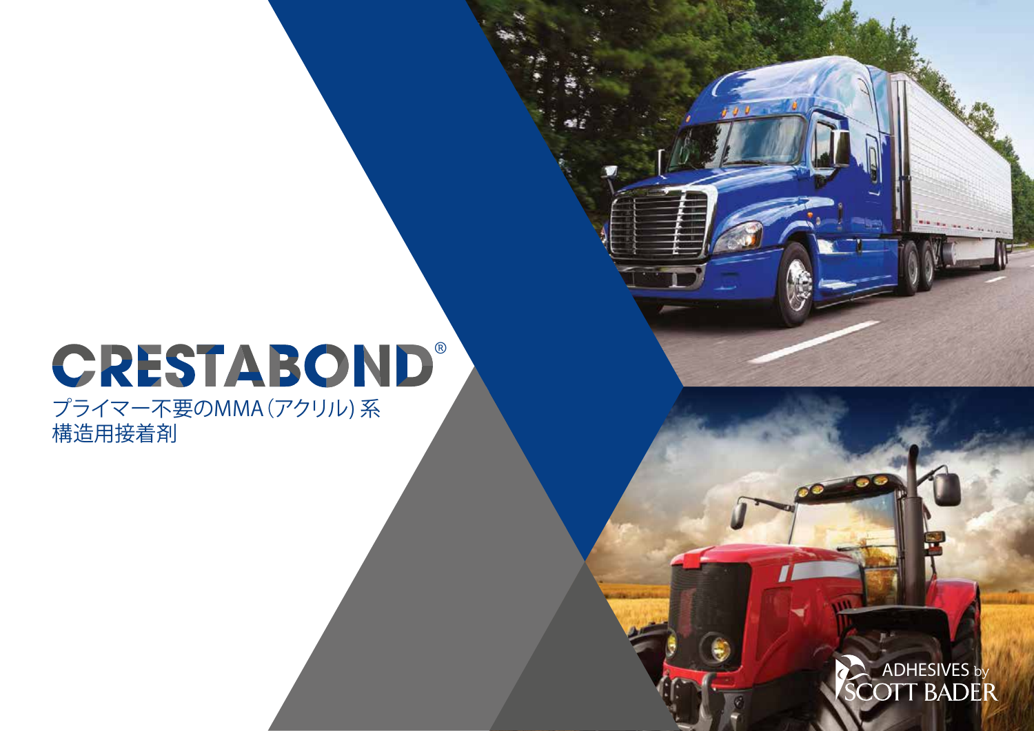# CRESTABOND®

プライマー不要のMMA（アクリル）系
構造用接着剤

ADHESIVES by SCOTT BADER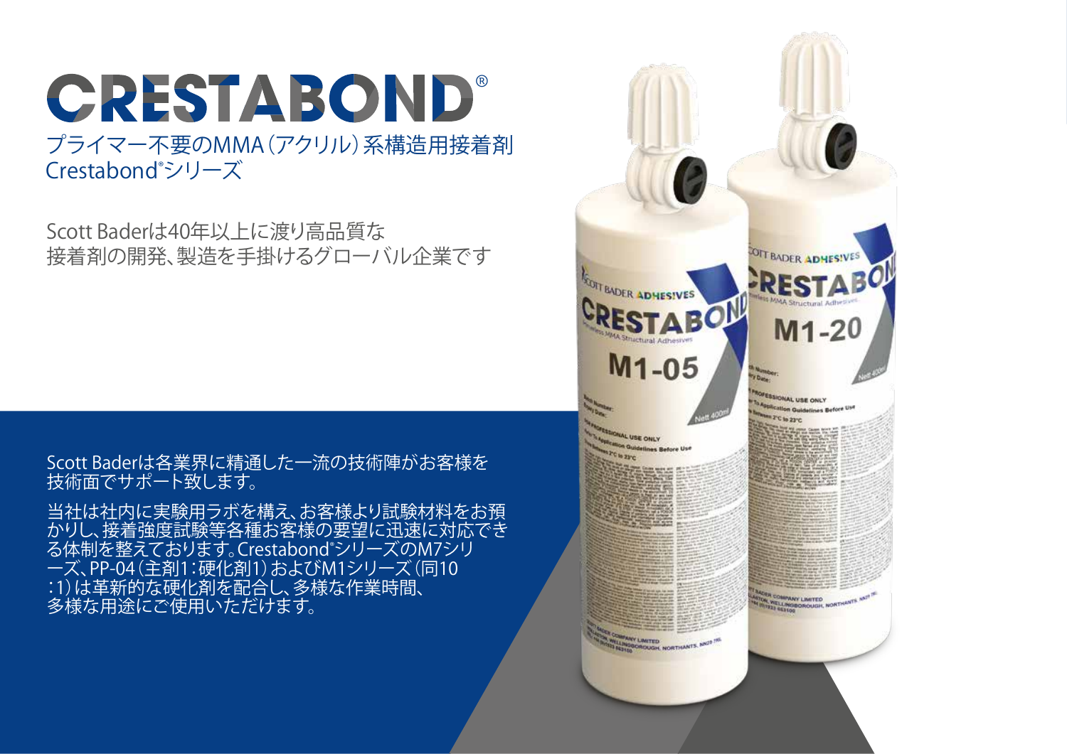# CRESTABOND®

## プライマー不要のMMA（アクリル）系構造用接着剤
## Crestabond®シリーズ

Scott Baderは40年以上に渡り高品質な
接着剤の開発、製造を手掛けるグローバル企業です

Scott Baderは各業界に精通した一流の技術陣がお客様を
技術面でサポート致します。

当社は社内に実験用ラボを構え、お客様より試験材料をお預
かりし、接着強度試験等各種お客様の要望に迅速に対応でき
る体制を整えております。Crestabond®シリーズのM7シリ
ーズ、PP-04（主剤1：硬化剤1）およびM1シリーズ（同10
：1）は革新的な硬化剤を配合し、多様な作業時間、
多様な用途にご使用いただけます。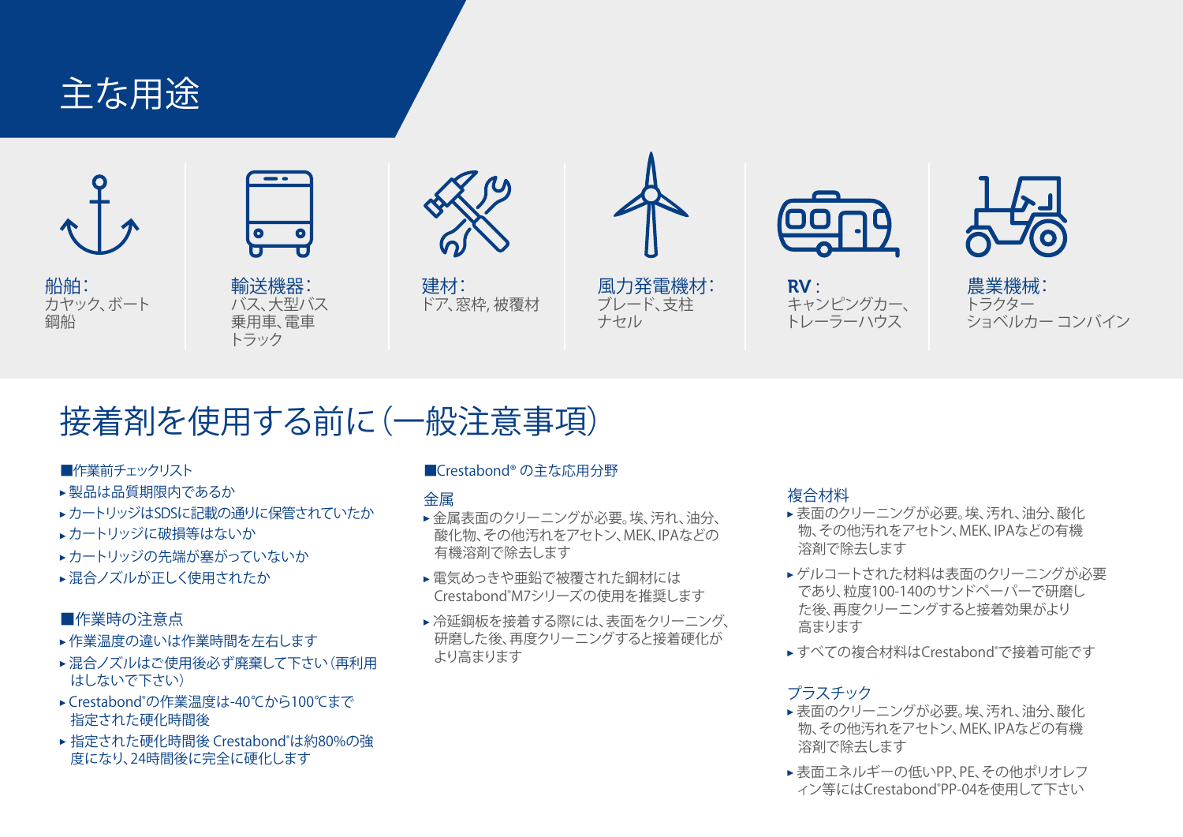# 主な用途

**船舶：**
カヤック、ボート
鋼船

**輸送機器：**
バス、大型バス
乗用車、電車
トラック

**建材：**
ドア、窓枠, 被覆材

**風力発電機材：**
ブレード、支柱
ナセル

**RV：**
キャンピングカー、
トレーラーハウス

**農業機械：**
トラクター
ショベルカー コンバイン

# 接着剤を使用する前に（一般注意事項）

■作業前チェックリスト

- 製品は品質期限内であるか
- カートリッジはSDSに記載の通りに保管されていたか
- カートリッジに破損等はないか
- カートリッジの先端が塞がっていないか
- 混合ノズルが正しく使用されたか

■作業時の注意点

- 作業温度の違いは作業時間を左右します
- 混合ノズルはご使用後必ず廃棄して下さい（再利用はしないで下さい）
- Crestabond®の作業温度は-40℃から100℃まで指定された硬化時間後
- 指定された硬化時間後 Crestabond®は約80%の強度になり、24時間後に完全に硬化します

■Crestabond® の主な応用分野

### 金属

- 金属表面のクリーニングが必要。埃、汚れ、油分、酸化物、その他汚れをアセトン、MEK、IPAなどの有機溶剤で除去します
- 電気めっきや亜鉛で被覆された鋼材にはCrestabond®M7シリーズの使用を推奨します
- 冷延鋼板を接着する際には、表面をクリーニング、研磨した後、再度クリーニングすると接着硬化がより高まります

### 複合材料

- 表面のクリーニングが必要。埃、汚れ、油分、酸化物、その他汚れをアセトン、MEK、IPAなどの有機溶剤で除去します
- ゲルコートされた材料は表面のクリーニングが必要であり、粒度100-140のサンドペーパーで研磨した後、再度クリーニングすると接着効果がより高まります
- すべての複合材料はCrestabond®で接着可能です

### プラスチック

- 表面のクリーニングが必要。埃、汚れ、油分、酸化物、その他汚れをアセトン、MEK、IPAなどの有機溶剤で除去します
- 表面エネルギーの低いPP、PE、その他ポリオレフィン等にはCrestabond®PP-04を使用して下さい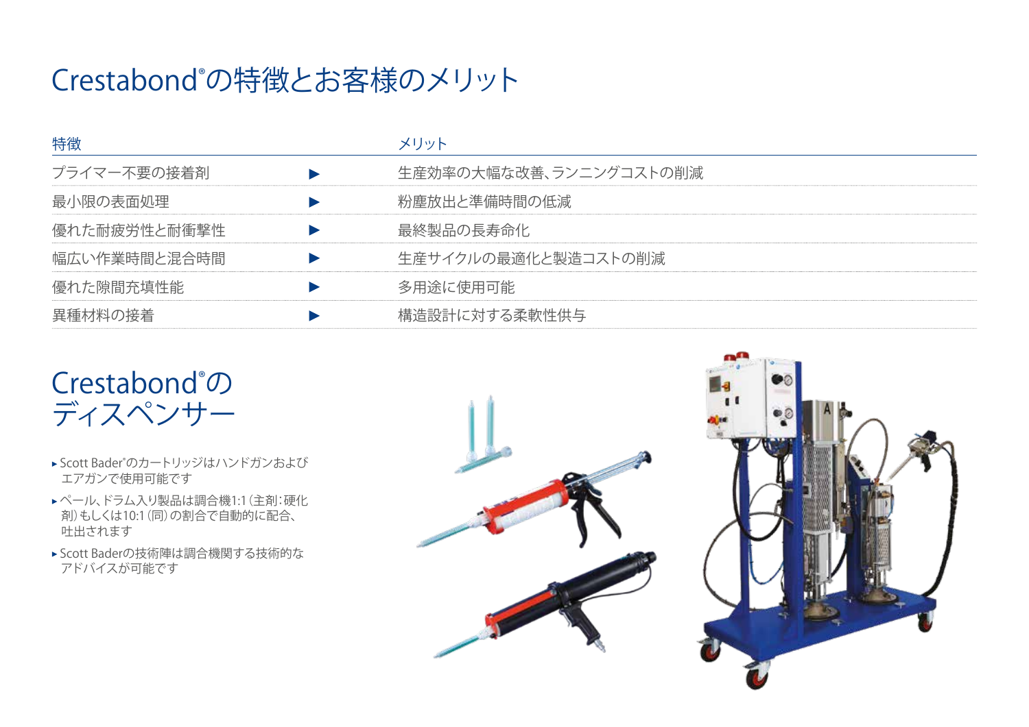# Crestabond®の特徴とお客様のメリット

| 特徴 | | メリット |
|---|---|---|
| プライマー不要の接着剤 | ▶ | 生産効率の大幅な改善、ランニングコストの削減 |
| 最小限の表面処理 | ▶ | 粉塵放出と準備時間の低減 |
| 優れた耐疲労性と耐衝撃性 | ▶ | 最終製品の長寿命化 |
| 幅広い作業時間と混合時間 | ▶ | 生産サイクルの最適化と製造コストの削減 |
| 優れた隙間充填性能 | ▶ | 多用途に使用可能 |
| 異種材料の接着 | ▶ | 構造設計に対する柔軟性供与 |

## Crestabond®の ディスペンサー

- Scott Bader®のカートリッジはハンドガンおよびエアガンで使用可能です
- ペール、ドラム入り製品は調合機1:1（主剤：硬化剤）もしくは10:1（同）の割合で自動的に配合、吐出されます
- Scott Baderの技術陣は調合機関する技術的なアドバイスが可能です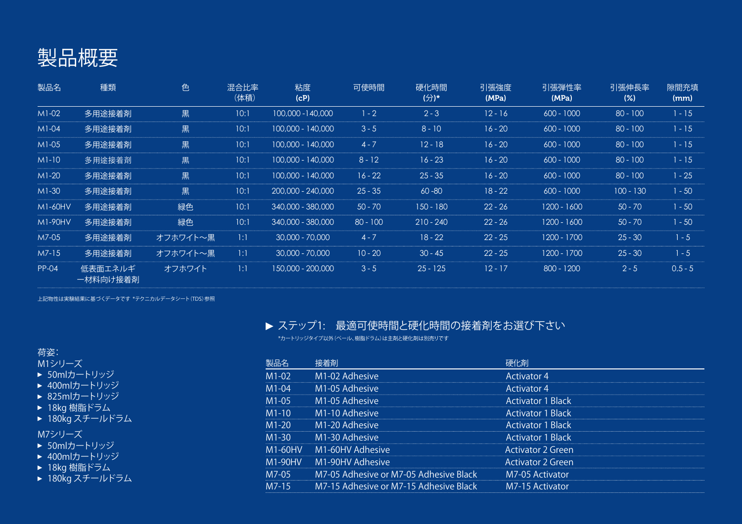# 製品概要

| 製品名 | 種類 | 色 | 混合比率 (体積) | 粘度 (cP) | 可使時間 | 硬化時間 (分)* | 引張強度 (MPa) | 引張弾性率 (MPa) | 引張伸長率 (%) | 隙間充填 (mm) |
|---|---|---|---|---|---|---|---|---|---|---|
| M1-02 | 多用途接着剤 | 黒 | 10:1 | 100,000 -140,000 | 1 - 2 | 2 - 3 | 12 - 16 | 600 - 1000 | 80 - 100 | 1 - 15 |
| M1-04 | 多用途接着剤 | 黒 | 10:1 | 100,000 - 140,000 | 3 - 5 | 8 - 10 | 16 - 20 | 600 - 1000 | 80 - 100 | 1 - 15 |
| M1-05 | 多用途接着剤 | 黒 | 10:1 | 100,000 - 140,000 | 4 - 7 | 12 - 18 | 16 - 20 | 600 - 1000 | 80 - 100 | 1 - 15 |
| M1-10 | 多用途接着剤 | 黒 | 10:1 | 100,000 - 140,000 | 8 - 12 | 16 - 23 | 16 - 20 | 600 - 1000 | 80 - 100 | 1 - 15 |
| M1-20 | 多用途接着剤 | 黒 | 10:1 | 100,000 - 140,000 | 16 - 22 | 25 - 35 | 16 - 20 | 600 - 1000 | 80 - 100 | 1 - 25 |
| M1-30 | 多用途接着剤 | 黒 | 10:1 | 200,000 - 240,000 | 25 - 35 | 60 -80 | 18 - 22 | 600 - 1000 | 100 - 130 | 1 - 50 |
| M1-60HV | 多用途接着剤 | 緑色 | 10:1 | 340,000 - 380,000 | 50 - 70 | 150 - 180 | 22 - 26 | 1200 - 1600 | 50 - 70 | 1 - 50 |
| M1-90HV | 多用途接着剤 | 緑色 | 10:1 | 340,000 - 380,000 | 80 - 100 | 210 - 240 | 22 - 26 | 1200 - 1600 | 50 - 70 | 1 - 50 |
| M7-05 | 多用途接着剤 | オフホワイト～黒 | 1:1 | 30,000 - 70,000 | 4 - 7 | 18 - 22 | 22 - 25 | 1200 - 1700 | 25 - 30 | 1 - 5 |
| M7-15 | 多用途接着剤 | オフホワイト～黒 | 1:1 | 30,000 - 70,000 | 10 - 20 | 30 - 45 | 22 - 25 | 1200 - 1700 | 25 - 30 | 1 - 5 |
| PP-04 | 低表面エネルギー材料向け接着剤 | オフホワイト | 1:1 | 150,000 - 200,000 | 3 - 5 | 25 - 125 | 12 - 17 | 800 - 1200 | 2 - 5 | 0.5 - 5 |

上記物性は実験結果に基づくデータです *テクニカルデータシート(TDS)参照

## ▶ ステップ1:　最適可使時間と硬化時間の接着剤をお選び下さい

*カートリッジタイプ以外(ペール、樹脂ドラム)は主剤と硬化剤は別売りです

| 製品名 | 接着剤 | 硬化剤 |
|---|---|---|
| M1-02 | M1-02 Adhesive | Activator 4 |
| M1-04 | M1-05 Adhesive | Activator 4 |
| M1-05 | M1-05 Adhesive | Activator 1 Black |
| M1-10 | M1-10 Adhesive | Activator 1 Black |
| M1-20 | M1-20 Adhesive | Activator 1 Black |
| M1-30 | M1-30 Adhesive | Activator 1 Black |
| M1-60HV | M1-60HV Adhesive | Activator 2 Green |
| M1-90HV | M1-90HV Adhesive | Activator 2 Green |
| M7-05 | M7-05 Adhesive or M7-05 Adhesive Black | M7-05 Activator |
| M7-15 | M7-15 Adhesive or M7-15 Adhesive Black | M7-15 Activator |

荷姿:

M1シリーズ
- 50mlカートリッジ
- 400mlカートリッジ
- 825mlカートリッジ
- 18kg 樹脂ドラム
- 180kg スチールドラム

M7シリーズ
- 50mlカートリッジ
- 400mlカートリッジ
- 18kg 樹脂ドラム
- 180kg スチールドラム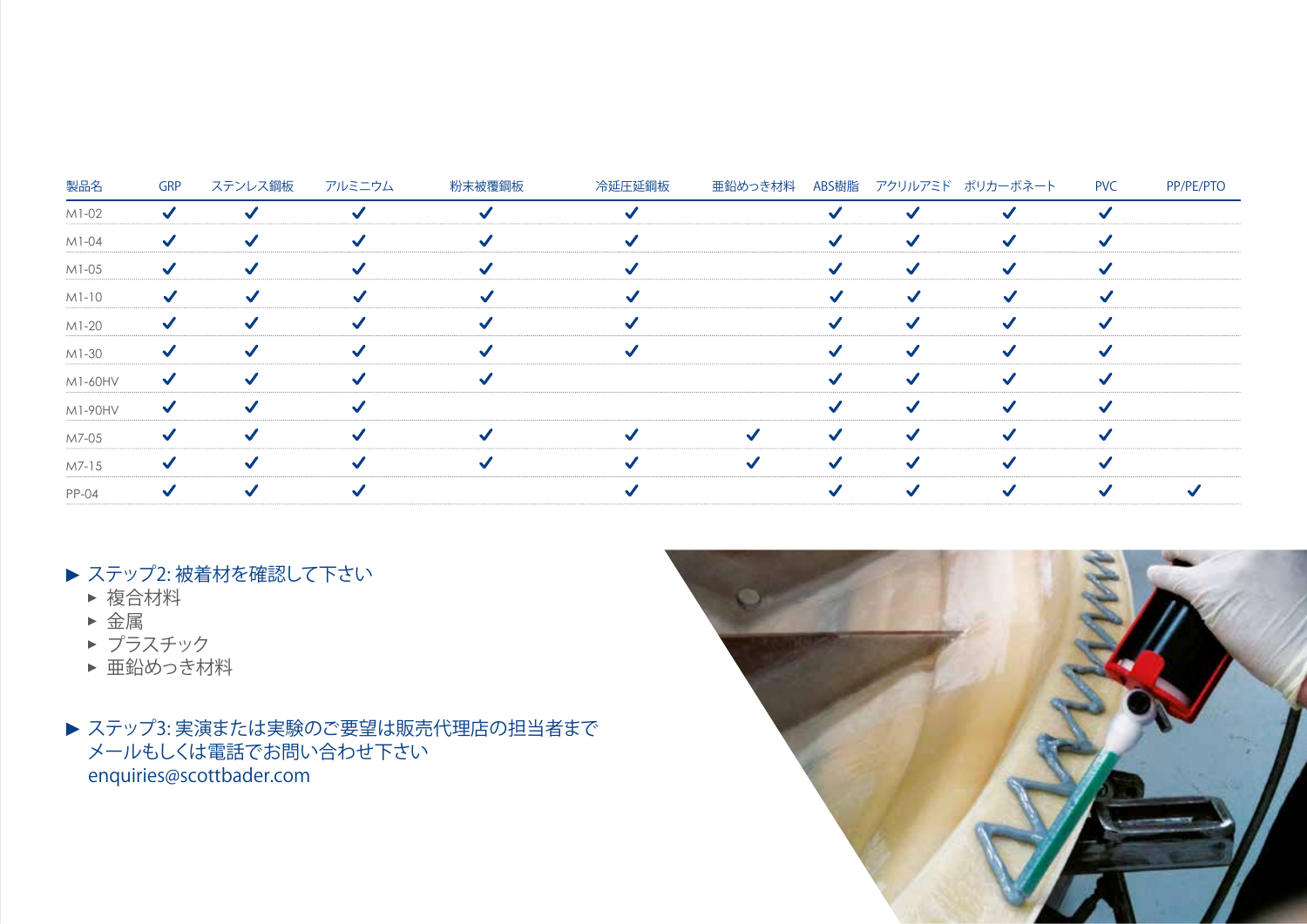| 製品名 | GRP | ステンレス鋼板 | アルミニウム | 粉末被覆鋼板 | 冷延圧延鋼板 | 亜鉛めっき材料 | ABS樹脂 | アクリルアミド | ポリカーボネート | PVC | PP/PE/PTO |
|---|---|---|---|---|---|---|---|---|---|---|---|
| M1-02 | ✔ | ✔ | ✔ | ✔ | ✔ | | ✔ | ✔ | ✔ | ✔ | |
| M1-04 | ✔ | ✔ | ✔ | ✔ | ✔ | | ✔ | ✔ | ✔ | ✔ | |
| M1-05 | ✔ | ✔ | ✔ | ✔ | ✔ | | ✔ | ✔ | ✔ | ✔ | |
| M1-10 | ✔ | ✔ | ✔ | ✔ | ✔ | | ✔ | ✔ | ✔ | ✔ | |
| M1-20 | ✔ | ✔ | ✔ | ✔ | ✔ | | ✔ | ✔ | ✔ | ✔ | |
| M1-30 | ✔ | ✔ | ✔ | ✔ | ✔ | | ✔ | ✔ | ✔ | ✔ | |
| M1-60HV | ✔ | ✔ | ✔ | ✔ | | | ✔ | ✔ | ✔ | ✔ | |
| M1-90HV | ✔ | ✔ | ✔ | | | | ✔ | ✔ | ✔ | ✔ | |
| M7-05 | ✔ | ✔ | ✔ | ✔ | ✔ | ✔ | ✔ | ✔ | ✔ | ✔ | |
| M7-15 | ✔ | ✔ | ✔ | ✔ | ✔ | ✔ | ✔ | ✔ | ✔ | ✔ | |
| PP-04 | ✔ | ✔ | ✔ | | ✔ | | ✔ | ✔ | ✔ | ✔ | ✔ |

- ステップ2: 被着材を確認して下さい
  - 複合材料
  - 金属
  - プラスチック
  - 亜鉛めっき材料

- ステップ3: 実演または実験のご要望は販売代理店の担当者まで
  メールもしくは電話でお問い合わせ下さい
  enquiries@scottbader.com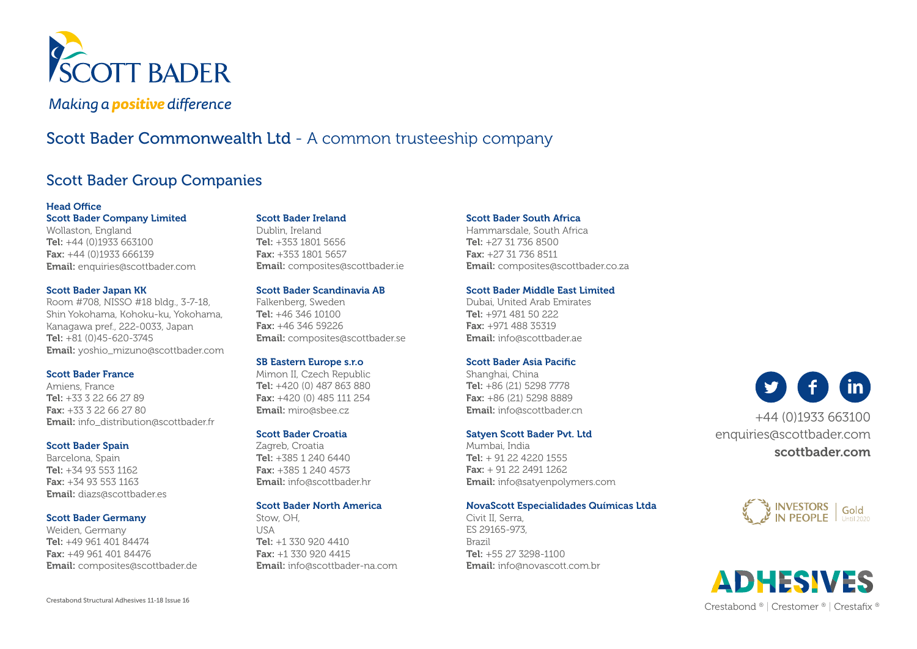SCOTT BADER

*Making a positive difference*

# Scott Bader Commonwealth Ltd - A common trusteeship company

## Scott Bader Group Companies

**Head Office**
**Scott Bader Company Limited**
Wollaston, England
**Tel:** +44 (0)1933 663100
**Fax:** +44 (0)1933 666139
**Email:** enquiries@scottbader.com

**Scott Bader Japan KK**
Room #708, NISSO #18 bldg., 3-7-18,
Shin Yokohama, Kohoku-ku, Yokohama,
Kanagawa pref., 222-0033, Japan
**Tel:** +81 (0)45-620-3745
**Email:** yoshio_mizuno@scottbader.com

**Scott Bader France**
Amiens, France
**Tel:** +33 3 22 66 27 89
**Fax:** +33 3 22 66 27 80
**Email:** info_distribution@scottbader.fr

**Scott Bader Spain**
Barcelona, Spain
**Tel:** +34 93 553 1162
**Fax:** +34 93 553 1163
**Email:** diazs@scottbader.es

**Scott Bader Germany**
Weiden, Germany
**Tel:** +49 961 401 84474
**Fax:** +49 961 401 84476
**Email:** composites@scottbader.de

**Scott Bader Ireland**
Dublin, Ireland
**Tel:** +353 1801 5656
**Fax:** +353 1801 5657
**Email:** composites@scottbader.ie

**Scott Bader Scandinavia AB**
Falkenberg, Sweden
**Tel:** +46 346 10100
**Fax:** +46 346 59226
**Email:** composites@scottbader.se

**SB Eastern Europe s.r.o**
Mimon II, Czech Republic
**Tel:** +420 (0) 487 863 880
**Fax:** +420 (0) 485 111 254
**Email:** miro@sbee.cz

**Scott Bader Croatia**
Zagreb, Croatia
**Tel:** +385 1 240 6440
**Fax:** +385 1 240 4573
**Email:** info@scottbader.hr

**Scott Bader North America**
Stow, OH,
USA
**Tel:** +1 330 920 4410
**Fax:** +1 330 920 4415
**Email:** info@scottbader-na.com

**Scott Bader South Africa**
Hammarsdale, South Africa
**Tel:** +27 31 736 8500
**Fax:** +27 31 736 8511
**Email:** composites@scottbader.co.za

**Scott Bader Middle East Limited**
Dubai, United Arab Emirates
**Tel:** +971 481 50 222
**Fax:** +971 488 35319
**Email:** info@scottbader.ae

**Scott Bader Asia Pacific**
Shanghai, China
**Tel:** +86 (21) 5298 7778
**Fax:** +86 (21) 5298 8889
**Email:** info@scottbader.cn

**Satyen Scott Bader Pvt. Ltd**
Mumbai, India
**Tel:** + 91 22 4220 1555
**Fax:** + 91 22 2491 1262
**Email:** info@satyenpolymers.com

**NovaScott Especialidades Químicas Ltda**
Civit II, Serra,
ES 29165-973,
Brazil
**Tel:** +55 27 3298-1100
**Email:** info@novascott.com.br

+44 (0)1933 663100
enquiries@scottbader.com
**scottbader.com**

INVESTORS IN PEOPLE | Gold Until 2020

ADHESIVES
Crestabond ® | Crestomer ® | Crestafix ®

Crestabond Structural Adhesives 11-18 Issue 16